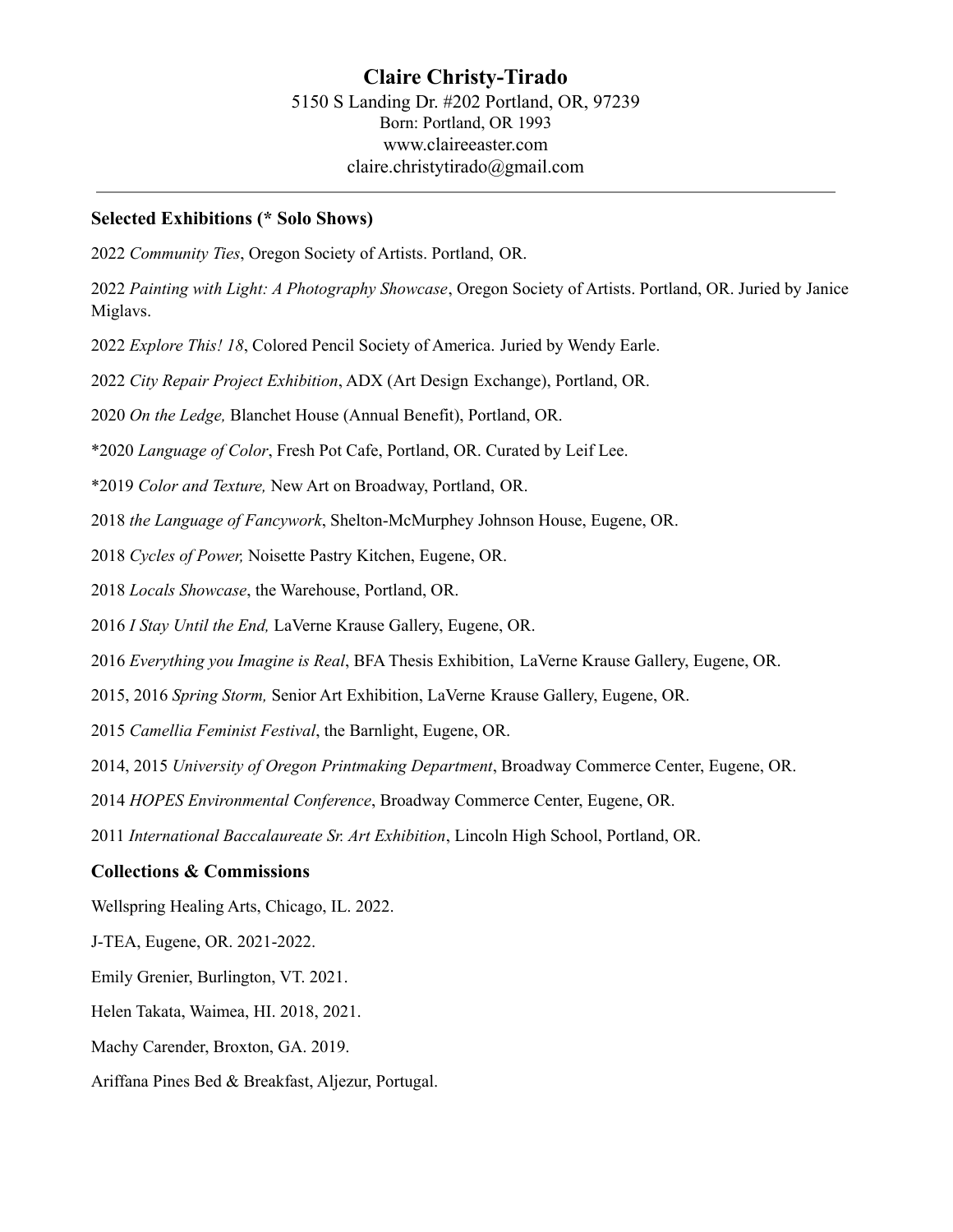# Claire Christy-Tirado

5150 S Landing Dr. #202 Portland, OR, 97239
Born: Portland, OR 1993
www.claireeaster.com
claire.christytirado@gmail.com

---

### Selected Exhibitions (* Solo Shows)

2022 *Community Ties*, Oregon Society of Artists. Portland, OR.

2022 *Painting with Light: A Photography Showcase*, Oregon Society of Artists. Portland, OR. Juried by Janice Miglavs.

2022 *Explore This! 18*, Colored Pencil Society of America. Juried by Wendy Earle.

2022 *City Repair Project Exhibition*, ADX (Art Design Exchange), Portland, OR.

2020 *On the Ledge,* Blanchet House (Annual Benefit), Portland, OR.

*2020 *Language of Color*, Fresh Pot Cafe, Portland, OR. Curated by Leif Lee.

*2019 *Color and Texture,* New Art on Broadway, Portland, OR.

2018 *the Language of Fancywork*, Shelton-McMurphey Johnson House, Eugene, OR.

2018 *Cycles of Power,* Noisette Pastry Kitchen, Eugene, OR.

2018 *Locals Showcase*, the Warehouse, Portland, OR.

2016 *I Stay Until the End,* LaVerne Krause Gallery, Eugene, OR.

2016 *Everything you Imagine is Real*, BFA Thesis Exhibition, LaVerne Krause Gallery, Eugene, OR.

2015, 2016 *Spring Storm,* Senior Art Exhibition, LaVerne Krause Gallery, Eugene, OR.

2015 *Camellia Feminist Festival*, the Barnlight, Eugene, OR.

2014, 2015 *University of Oregon Printmaking Department*, Broadway Commerce Center, Eugene, OR.

2014 *HOPES Environmental Conference*, Broadway Commerce Center, Eugene, OR.

2011 *International Baccalaureate Sr. Art Exhibition*, Lincoln High School, Portland, OR.

### Collections & Commissions

Wellspring Healing Arts, Chicago, IL. 2022.

J-TEA, Eugene, OR. 2021-2022.

Emily Grenier, Burlington, VT. 2021.

Helen Takata, Waimea, HI. 2018, 2021.

Machy Carender, Broxton, GA. 2019.

Ariffana Pines Bed & Breakfast, Aljezur, Portugal.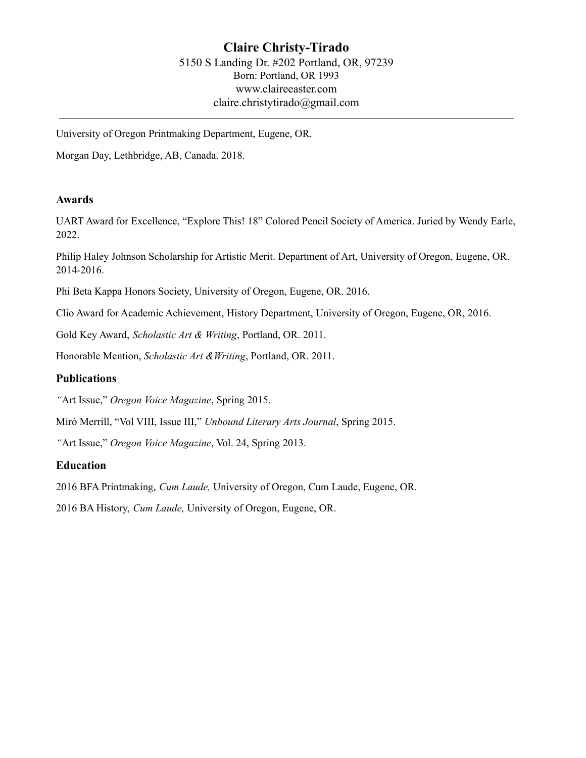# Claire Christy-Tirado

5150 S Landing Dr. #202 Portland, OR, 97239
Born: Portland, OR 1993
www.claireeaster.com
claire.christytirado@gmail.com

---

University of Oregon Printmaking Department, Eugene, OR.

Morgan Day, Lethbridge, AB, Canada. 2018.

### Awards

UART Award for Excellence, "Explore This! 18" Colored Pencil Society of America. Juried by Wendy Earle, 2022.

Philip Haley Johnson Scholarship for Artistic Merit. Department of Art, University of Oregon, Eugene, OR. 2014-2016.

Phi Beta Kappa Honors Society, University of Oregon, Eugene, OR. 2016.

Clio Award for Academic Achievement, History Department, University of Oregon, Eugene, OR, 2016.

Gold Key Award, *Scholastic Art & Writing*, Portland, OR. 2011.

Honorable Mention, *Scholastic Art &Writing*, Portland, OR. 2011.

### Publications

*"*Art Issue," *Oregon Voice Magazine*, Spring 2015.

Miró Merrill, "Vol VIII, Issue III," *Unbound Literary Arts Journal*, Spring 2015.

*"*Art Issue," *Oregon Voice Magazine*, Vol. 24, Spring 2013.

### Education

2016 BFA Printmaking, *Cum Laude,* University of Oregon, Cum Laude, Eugene, OR.

2016 BA History, *Cum Laude,* University of Oregon, Eugene, OR.